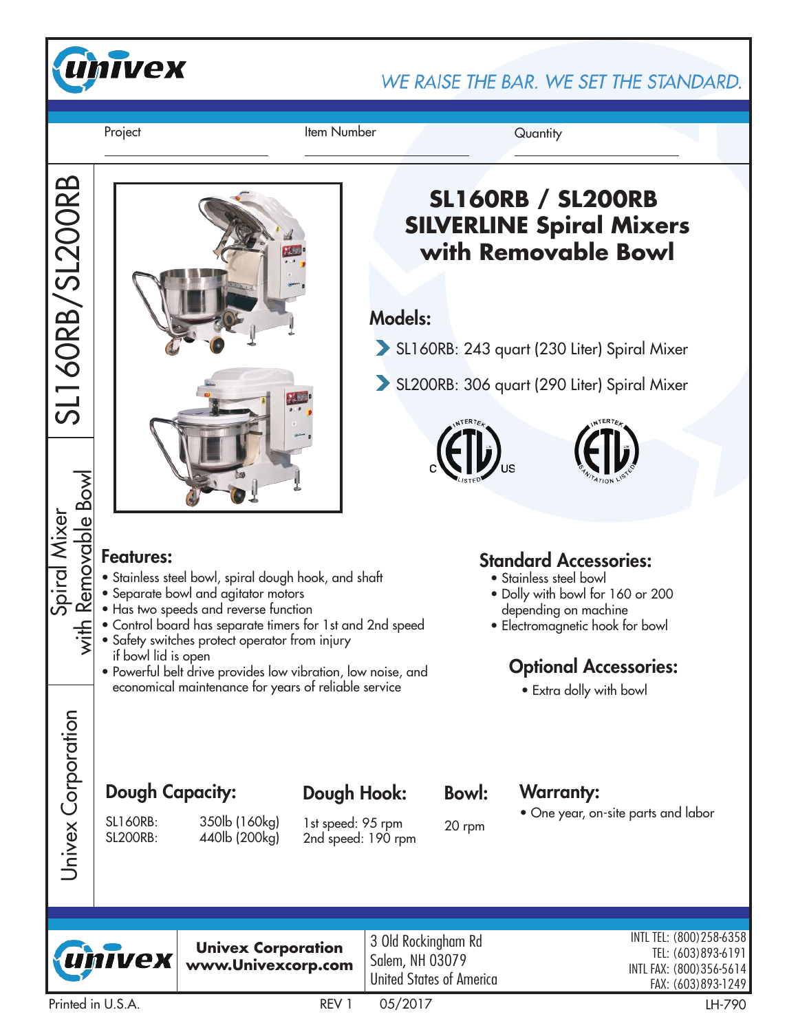# SL160RB / SL200RB SILVERLINE Spiral Mixers with Removable Bowl

WE RAISE THE BAR. WE SET THE STANDARD.

Project ______________ Item Number ______________ Quantity ______________

## Models:

- SL160RB: 243 quart (230 Liter) Spiral Mixer
- SL200RB: 306 quart (290 Liter) Spiral Mixer

## Features:

- Stainless steel bowl, spiral dough hook, and shaft
- Separate bowl and agitator motors
- Has two speeds and reverse function
- Control board has separate timers for 1st and 2nd speed
- Safety switches protect operator from injury if bowl lid is open
- Powerful belt drive provides low vibration, low noise, and economical maintenance for years of reliable service

## Standard Accessories:

- Stainless steel bowl
- Dolly with bowl for 160 or 200 depending on machine
- Electromagnetic hook for bowl

## Optional Accessories:

- Extra dolly with bowl

## Dough Capacity:

| | |
|---|---|
| SL160RB: | 350lb (160kg) |
| SL200RB: | 440lb (200kg) |

## Dough Hook:

1st speed: 95 rpm
2nd speed: 190 rpm

## Bowl:

20 rpm

## Warranty:

- One year, on-site parts and labor

**Univex Corporation**
**www.Univexcorp.com**

3 Old Rockingham Rd
Salem, NH 03079
United States of America

INTL TEL: (800)258-6358
TEL: (603)893-6191
INTL FAX: (800)356-5614
FAX: (603)893-1249

Printed in U.S.A. REV 1 05/2017 LH-790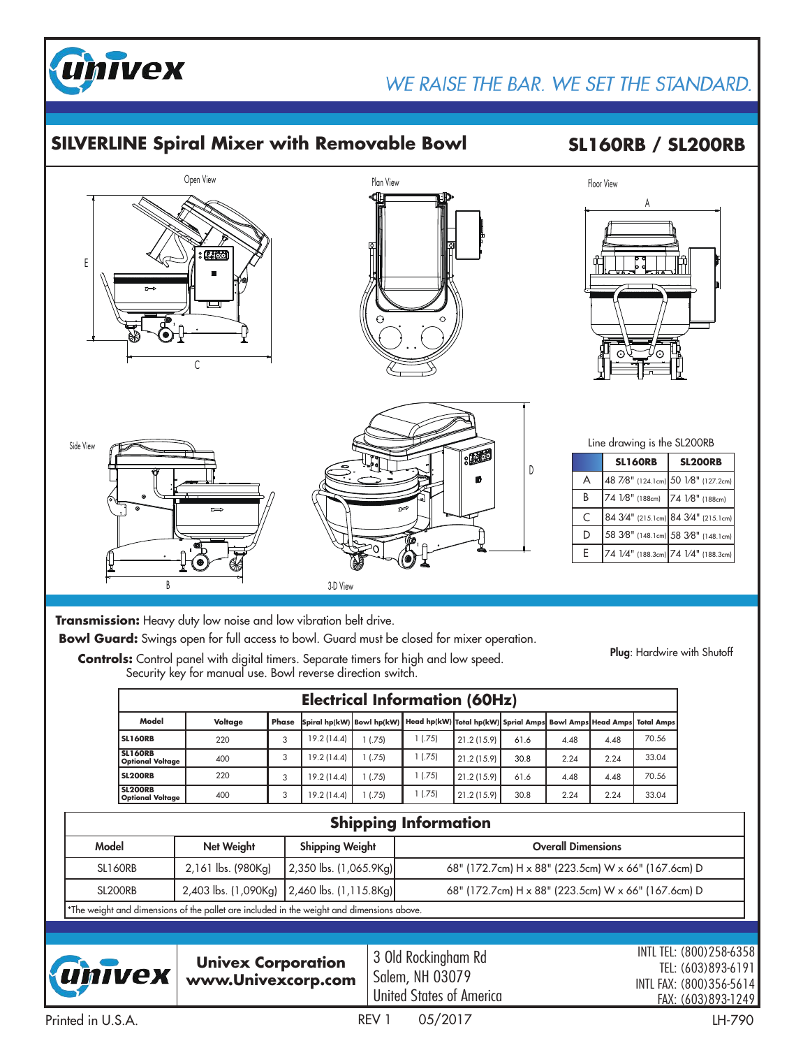univex

WE RAISE THE BAR. WE SET THE STANDARD.

## SILVERLINE Spiral Mixer with Removable Bowl

## SL160RB / SL200RB

Open View

Plan View

Floor View

Side View

3-D View

Line drawing is the SL200RB

| | SL160RB | SL200RB |
|---|---|---|
| A | 48 7⁄8" (124.1cm) | 50 1⁄8" (127.2cm) |
| B | 74 1⁄8" (188cm) | 74 1⁄8" (188cm) |
| C | 84 3⁄4" (215.1cm) | 84 3⁄4" (215.1cm) |
| D | 58 3⁄8" (148.1cm) | 58 3⁄8" (148.1cm) |
| E | 74 1⁄4" (188.3cm) | 74 1⁄4" (188.3cm) |

**Transmission:** Heavy duty low noise and low vibration belt drive.

**Bowl Guard:** Swings open for full access to bowl. Guard must be closed for mixer operation.

**Controls:** Control panel with digital timers. Separate timers for high and low speed. Security key for manual use. Bowl reverse direction switch.

**Plug**: Hardwire with Shutoff

### Electrical Information (60Hz)

| Model | Voltage | Phase | Spiral hp(kW) | Bowl hp(kW) | Head hp(kW) | Total hp(kW) | Sprial Amps | Bowl Amps | Head Amps | Total Amps |
|---|---|---|---|---|---|---|---|---|---|---|
| **SL160RB** | 220 | 3 | 19.2 (14.4) | 1 (.75) | 1 (.75) | 21.2 (15.9) | 61.6 | 4.48 | 4.48 | 70.56 |
| **SL160RB Optional Voltage** | 400 | 3 | 19.2 (14.4) | 1 (.75) | 1 (.75) | 21.2 (15.9) | 30.8 | 2.24 | 2.24 | 33.04 |
| **SL200RB** | 220 | 3 | 19.2 (14.4) | 1 (.75) | 1 (.75) | 21.2 (15.9) | 61.6 | 4.48 | 4.48 | 70.56 |
| **SL200RB Optional Voltage** | 400 | 3 | 19.2 (14.4) | 1 (.75) | 1 (.75) | 21.2 (15.9) | 30.8 | 2.24 | 2.24 | 33.04 |

### Shipping Information

| Model | Net Weight | Shipping Weight | Overall Dimensions |
|---|---|---|---|
| SL160RB | 2,161 lbs. (980Kg) | 2,350 lbs. (1,065.9Kg) | 68" (172.7cm) H x 88" (223.5cm) W x 66" (167.6cm) D |
| SL200RB | 2,403 lbs. (1,090Kg) | 2,460 lbs. (1,115.8Kg) | 68" (172.7cm) H x 88" (223.5cm) W x 66" (167.6cm) D |

*The weight and dimensions of the pallet are included in the weight and dimensions above.

**Univex Corporation**
**www.Univexcorp.com**

3 Old Rockingham Rd
Salem, NH 03079
United States of America

INTL TEL: (800)258-6358
TEL: (603)893-6191
INTL FAX: (800)356-5614
FAX: (603)893-1249

Printed in U.S.A. REV 1 05/2017 LH-790